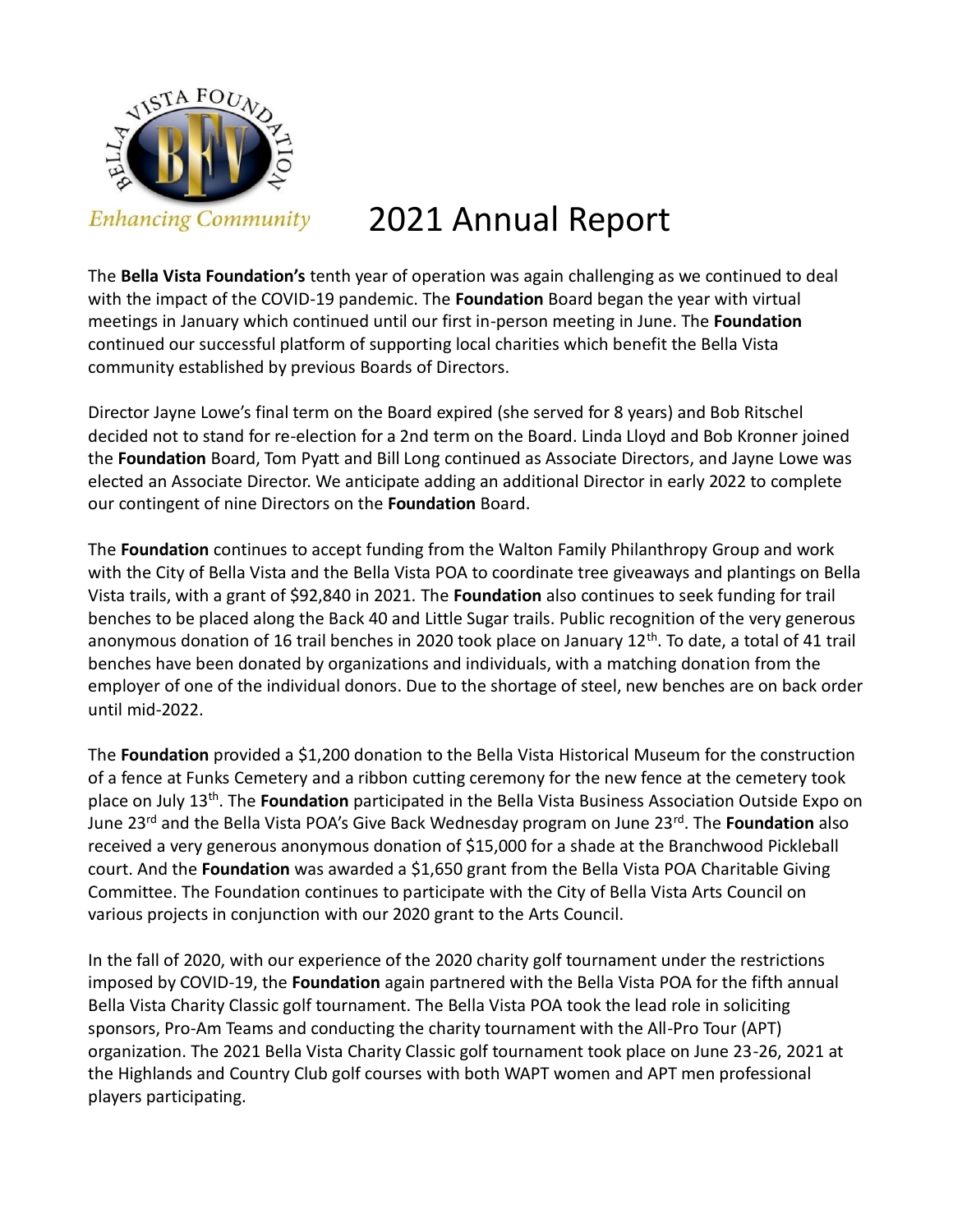Enhancing Community

# 2021 Annual Report

The **Bella Vista Foundation's** tenth year of operation was again challenging as we continued to deal with the impact of the COVID-19 pandemic. The **Foundation** Board began the year with virtual meetings in January which continued until our first in-person meeting in June. The **Foundation** continued our successful platform of supporting local charities which benefit the Bella Vista community established by previous Boards of Directors.

Director Jayne Lowe's final term on the Board expired (she served for 8 years) and Bob Ritschel decided not to stand for re-election for a 2nd term on the Board. Linda Lloyd and Bob Kronner joined the **Foundation** Board, Tom Pyatt and Bill Long continued as Associate Directors, and Jayne Lowe was elected an Associate Director. We anticipate adding an additional Director in early 2022 to complete our contingent of nine Directors on the **Foundation** Board.

The **Foundation** continues to accept funding from the Walton Family Philanthropy Group and work with the City of Bella Vista and the Bella Vista POA to coordinate tree giveaways and plantings on Bella Vista trails, with a grant of $92,840 in 2021. The **Foundation** also continues to seek funding for trail benches to be placed along the Back 40 and Little Sugar trails. Public recognition of the very generous anonymous donation of 16 trail benches in 2020 took place on January 12th. To date, a total of 41 trail benches have been donated by organizations and individuals, with a matching donation from the employer of one of the individual donors. Due to the shortage of steel, new benches are on back order until mid-2022.

The **Foundation** provided a $1,200 donation to the Bella Vista Historical Museum for the construction of a fence at Funks Cemetery and a ribbon cutting ceremony for the new fence at the cemetery took place on July 13th. The **Foundation** participated in the Bella Vista Business Association Outside Expo on June 23rd and the Bella Vista POA's Give Back Wednesday program on June 23rd. The **Foundation** also received a very generous anonymous donation of $15,000 for a shade at the Branchwood Pickleball court. And the **Foundation** was awarded a $1,650 grant from the Bella Vista POA Charitable Giving Committee. The Foundation continues to participate with the City of Bella Vista Arts Council on various projects in conjunction with our 2020 grant to the Arts Council.

In the fall of 2020, with our experience of the 2020 charity golf tournament under the restrictions imposed by COVID-19, the **Foundation** again partnered with the Bella Vista POA for the fifth annual Bella Vista Charity Classic golf tournament. The Bella Vista POA took the lead role in soliciting sponsors, Pro-Am Teams and conducting the charity tournament with the All-Pro Tour (APT) organization. The 2021 Bella Vista Charity Classic golf tournament took place on June 23-26, 2021 at the Highlands and Country Club golf courses with both WAPT women and APT men professional players participating.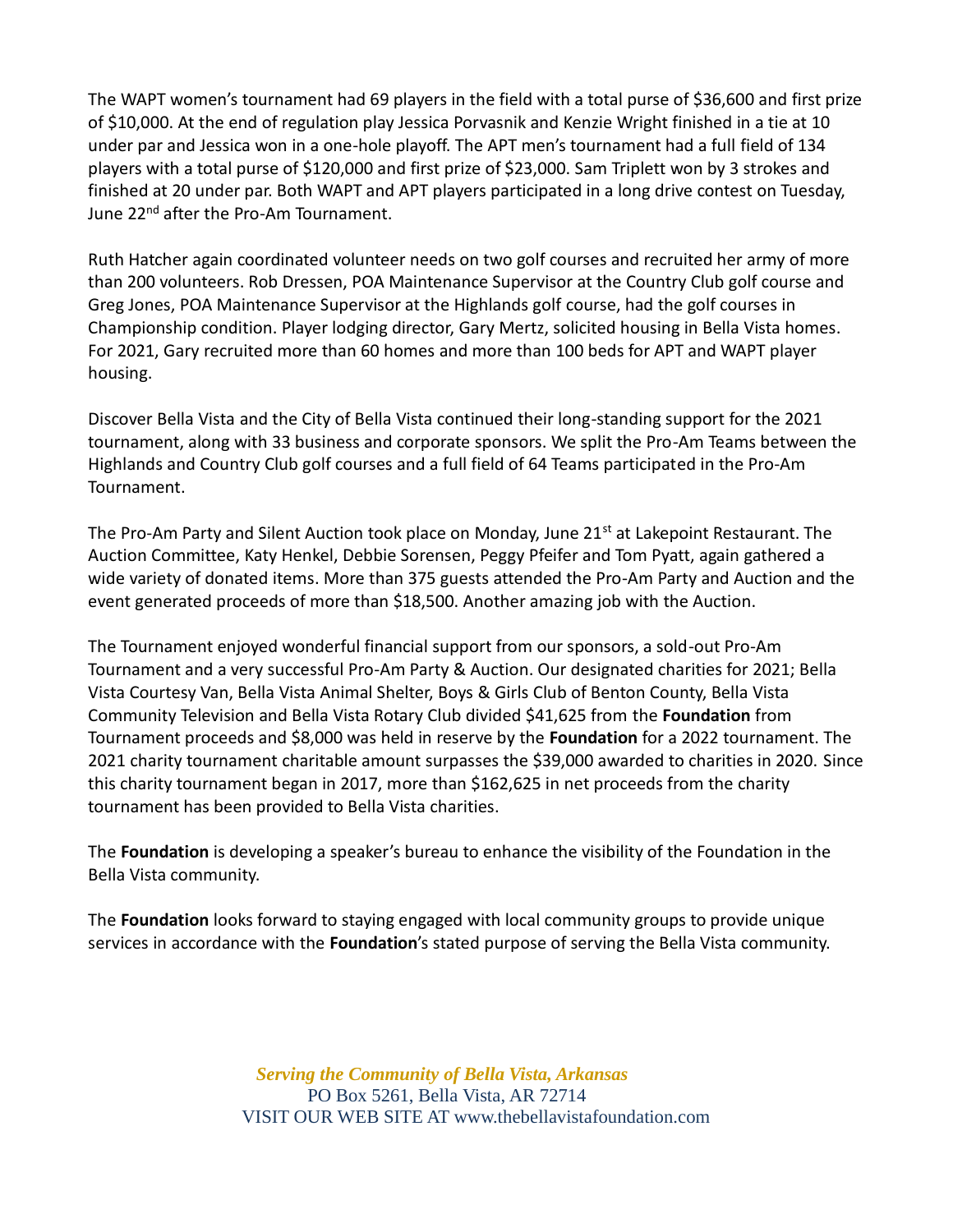The WAPT women's tournament had 69 players in the field with a total purse of $36,600 and first prize of $10,000. At the end of regulation play Jessica Porvasnik and Kenzie Wright finished in a tie at 10 under par and Jessica won in a one-hole playoff. The APT men's tournament had a full field of 134 players with a total purse of $120,000 and first prize of $23,000. Sam Triplett won by 3 strokes and finished at 20 under par. Both WAPT and APT players participated in a long drive contest on Tuesday, June 22nd after the Pro-Am Tournament.

Ruth Hatcher again coordinated volunteer needs on two golf courses and recruited her army of more than 200 volunteers. Rob Dressen, POA Maintenance Supervisor at the Country Club golf course and Greg Jones, POA Maintenance Supervisor at the Highlands golf course, had the golf courses in Championship condition. Player lodging director, Gary Mertz, solicited housing in Bella Vista homes. For 2021, Gary recruited more than 60 homes and more than 100 beds for APT and WAPT player housing.

Discover Bella Vista and the City of Bella Vista continued their long-standing support for the 2021 tournament, along with 33 business and corporate sponsors. We split the Pro-Am Teams between the Highlands and Country Club golf courses and a full field of 64 Teams participated in the Pro-Am Tournament.

The Pro-Am Party and Silent Auction took place on Monday, June 21st at Lakepoint Restaurant. The Auction Committee, Katy Henkel, Debbie Sorensen, Peggy Pfeifer and Tom Pyatt, again gathered a wide variety of donated items. More than 375 guests attended the Pro-Am Party and Auction and the event generated proceeds of more than $18,500. Another amazing job with the Auction.

The Tournament enjoyed wonderful financial support from our sponsors, a sold-out Pro-Am Tournament and a very successful Pro-Am Party & Auction. Our designated charities for 2021; Bella Vista Courtesy Van, Bella Vista Animal Shelter, Boys & Girls Club of Benton County, Bella Vista Community Television and Bella Vista Rotary Club divided $41,625 from the **Foundation** from Tournament proceeds and $8,000 was held in reserve by the **Foundation** for a 2022 tournament. The 2021 charity tournament charitable amount surpasses the $39,000 awarded to charities in 2020. Since this charity tournament began in 2017, more than $162,625 in net proceeds from the charity tournament has been provided to Bella Vista charities.

The **Foundation** is developing a speaker's bureau to enhance the visibility of the Foundation in the Bella Vista community.

The **Foundation** looks forward to staying engaged with local community groups to provide unique services in accordance with the **Foundation**'s stated purpose of serving the Bella Vista community.

*Serving the Community of Bella Vista, Arkansas*
PO Box 5261, Bella Vista, AR 72714
VISIT OUR WEB SITE AT www.thebellavistafoundation.com